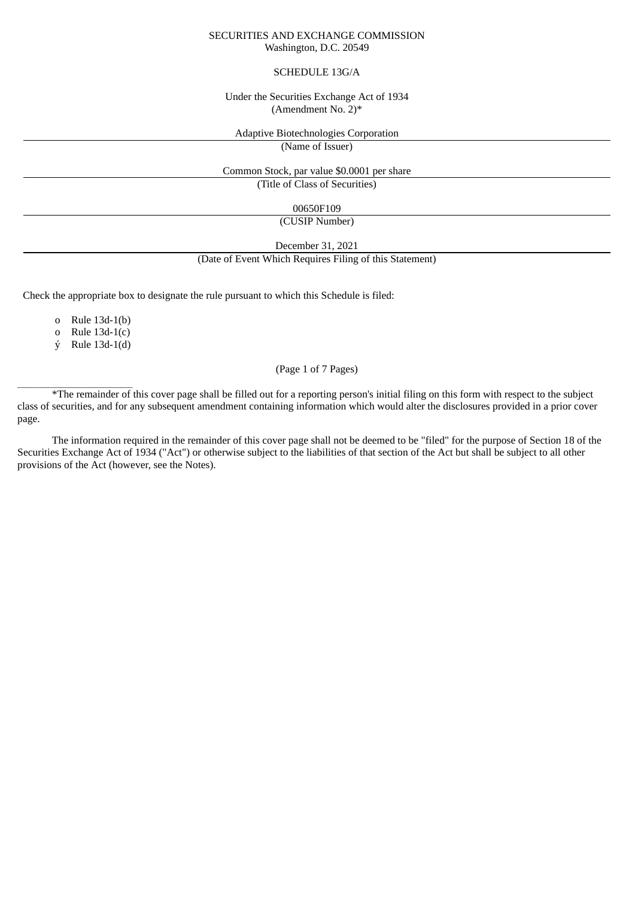SECURITIES AND EXCHANGE COMMISSION
Washington, D.C. 20549

SCHEDULE 13G/A

Under the Securities Exchange Act of 1934
(Amendment No. 2)*

Adaptive Biotechnologies Corporation
(Name of Issuer)

Common Stock, par value $0.0001 per share
(Title of Class of Securities)

00650F109
(CUSIP Number)

December 31, 2021
(Date of Event Which Requires Filing of this Statement)

Check the appropriate box to designate the rule pursuant to which this Schedule is filed:

o Rule 13d-1(b)
o Rule 13d-1(c)
ý Rule 13d-1(d)

(Page 1 of 7 Pages)

---

*The remainder of this cover page shall be filled out for a reporting person's initial filing on this form with respect to the subject class of securities, and for any subsequent amendment containing information which would alter the disclosures provided in a prior cover page.

The information required in the remainder of this cover page shall not be deemed to be "filed" for the purpose of Section 18 of the Securities Exchange Act of 1934 ("Act") or otherwise subject to the liabilities of that section of the Act but shall be subject to all other provisions of the Act (however, see the Notes).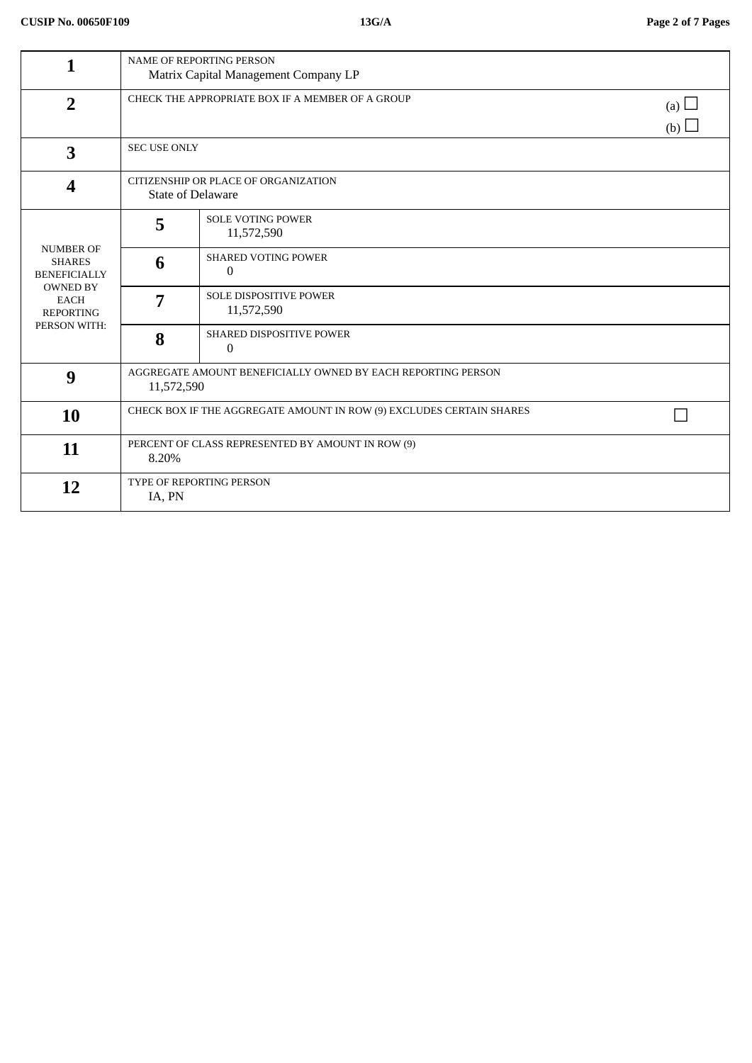| | | | |
|---|---|---|---|
| **1** | NAME OF REPORTING PERSON<br>Matrix Capital Management Company LP | | |
| **2** | CHECK THE APPROPRIATE BOX IF A MEMBER OF A GROUP | | (a) ☐<br>(b) ☐ |
| **3** | SEC USE ONLY | | |
| **4** | CITIZENSHIP OR PLACE OF ORGANIZATION<br>State of Delaware | | |
| NUMBER OF SHARES BENEFICIALLY OWNED BY EACH REPORTING PERSON WITH: | **5** | SOLE VOTING POWER<br>11,572,590 | |
| | **6** | SHARED VOTING POWER<br>0 | |
| | **7** | SOLE DISPOSITIVE POWER<br>11,572,590 | |
| | **8** | SHARED DISPOSITIVE POWER<br>0 | |
| **9** | AGGREGATE AMOUNT BENEFICIALLY OWNED BY EACH REPORTING PERSON<br>11,572,590 | | |
| **10** | CHECK BOX IF THE AGGREGATE AMOUNT IN ROW (9) EXCLUDES CERTAIN SHARES | | ☐ |
| **11** | PERCENT OF CLASS REPRESENTED BY AMOUNT IN ROW (9)<br>8.20% | | |
| **12** | TYPE OF REPORTING PERSON<br>IA, PN | | |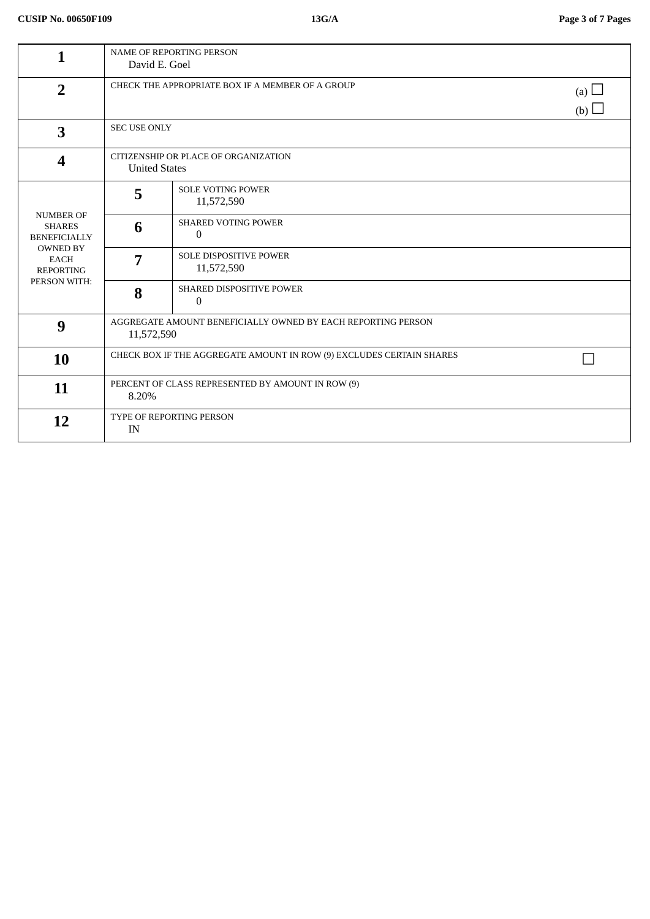| | | | |
|---|---|---|---|
| **1** | NAME OF REPORTING PERSON<br>David E. Goel | | |
| **2** | CHECK THE APPROPRIATE BOX IF A MEMBER OF A GROUP | | (a) ☐<br>(b) ☐ |
| **3** | SEC USE ONLY | | |
| **4** | CITIZENSHIP OR PLACE OF ORGANIZATION<br>United States | | |
| NUMBER OF SHARES BENEFICIALLY OWNED BY EACH REPORTING PERSON WITH: | **5** | SOLE VOTING POWER<br>11,572,590 | |
| | **6** | SHARED VOTING POWER<br>0 | |
| | **7** | SOLE DISPOSITIVE POWER<br>11,572,590 | |
| | **8** | SHARED DISPOSITIVE POWER<br>0 | |
| **9** | AGGREGATE AMOUNT BENEFICIALLY OWNED BY EACH REPORTING PERSON<br>11,572,590 | | |
| **10** | CHECK BOX IF THE AGGREGATE AMOUNT IN ROW (9) EXCLUDES CERTAIN SHARES | | ☐ |
| **11** | PERCENT OF CLASS REPRESENTED BY AMOUNT IN ROW (9)<br>8.20% | | |
| **12** | TYPE OF REPORTING PERSON<br>IN | | |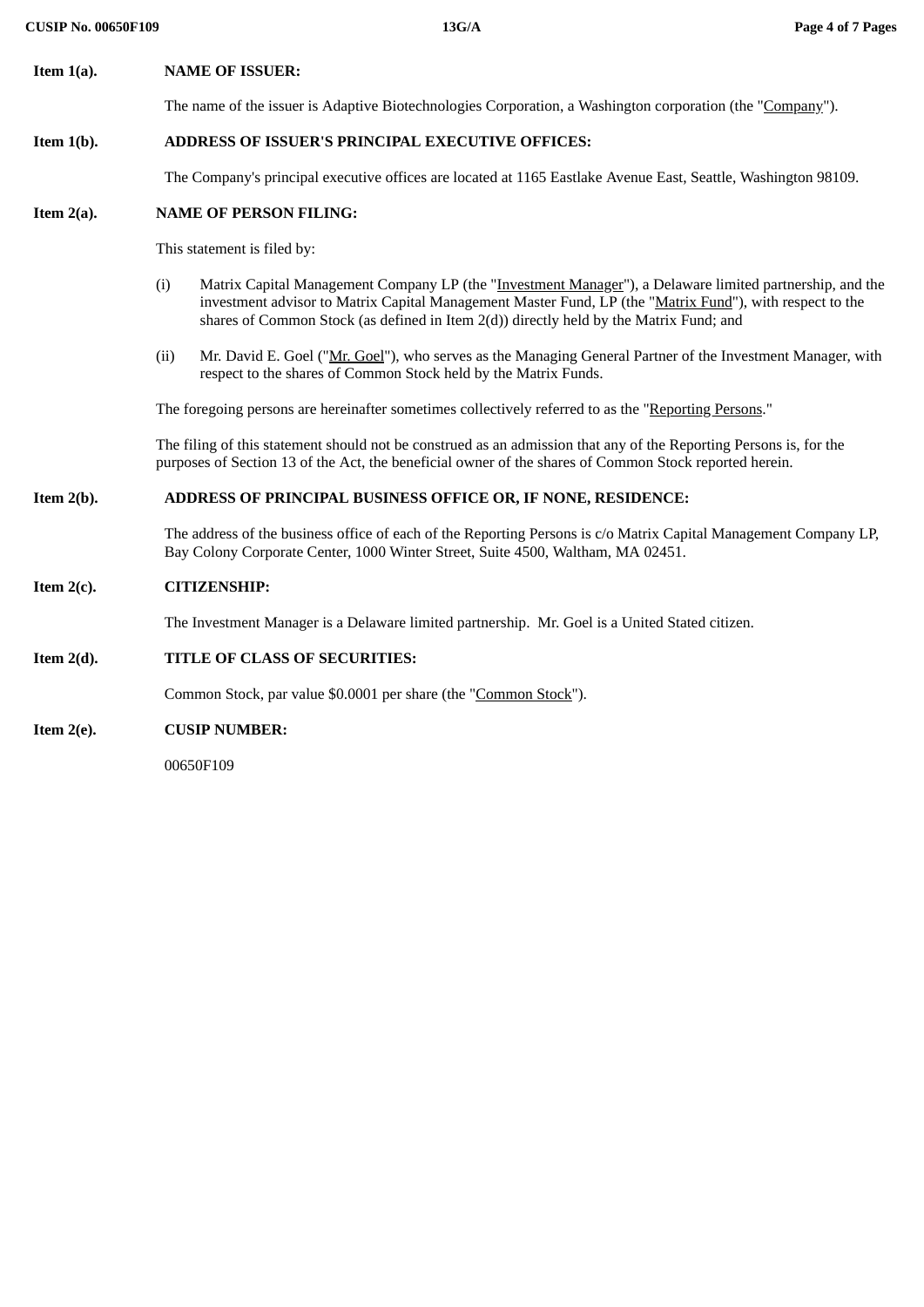**Item 1(a).** **NAME OF ISSUER:**

The name of the issuer is Adaptive Biotechnologies Corporation, a Washington corporation (the "Company").

**Item 1(b).** **ADDRESS OF ISSUER'S PRINCIPAL EXECUTIVE OFFICES:**

The Company's principal executive offices are located at 1165 Eastlake Avenue East, Seattle, Washington 98109.

**Item 2(a).** **NAME OF PERSON FILING:**

This statement is filed by:

(i) Matrix Capital Management Company LP (the "Investment Manager"), a Delaware limited partnership, and the investment advisor to Matrix Capital Management Master Fund, LP (the "Matrix Fund"), with respect to the shares of Common Stock (as defined in Item 2(d)) directly held by the Matrix Fund; and

(ii) Mr. David E. Goel ("Mr. Goel"), who serves as the Managing General Partner of the Investment Manager, with respect to the shares of Common Stock held by the Matrix Funds.

The foregoing persons are hereinafter sometimes collectively referred to as the "Reporting Persons."

The filing of this statement should not be construed as an admission that any of the Reporting Persons is, for the purposes of Section 13 of the Act, the beneficial owner of the shares of Common Stock reported herein.

**Item 2(b).** **ADDRESS OF PRINCIPAL BUSINESS OFFICE OR, IF NONE, RESIDENCE:**

The address of the business office of each of the Reporting Persons is c/o Matrix Capital Management Company LP, Bay Colony Corporate Center, 1000 Winter Street, Suite 4500, Waltham, MA 02451.

**Item 2(c).** **CITIZENSHIP:**

The Investment Manager is a Delaware limited partnership. Mr. Goel is a United Stated citizen.

**Item 2(d).** **TITLE OF CLASS OF SECURITIES:**

Common Stock, par value $0.0001 per share (the "Common Stock").

**Item 2(e).** **CUSIP NUMBER:**

00650F109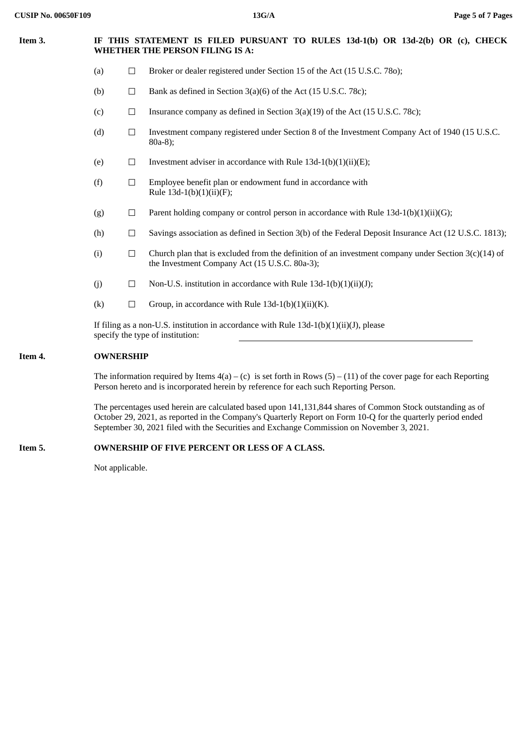**Item 3. IF THIS STATEMENT IS FILED PURSUANT TO RULES 13d-1(b) OR 13d-2(b) OR (c), CHECK WHETHER THE PERSON FILING IS A:**

(a) ☐ Broker or dealer registered under Section 15 of the Act (15 U.S.C. 78o);

(b) ☐ Bank as defined in Section 3(a)(6) of the Act (15 U.S.C. 78c);

(c) ☐ Insurance company as defined in Section 3(a)(19) of the Act (15 U.S.C. 78c);

(d) ☐ Investment company registered under Section 8 of the Investment Company Act of 1940 (15 U.S.C. 80a-8);

(e) ☐ Investment adviser in accordance with Rule 13d-1(b)(1)(ii)(E);

(f) ☐ Employee benefit plan or endowment fund in accordance with Rule 13d-1(b)(1)(ii)(F);

(g) ☐ Parent holding company or control person in accordance with Rule 13d-1(b)(1)(ii)(G);

(h) ☐ Savings association as defined in Section 3(b) of the Federal Deposit Insurance Act (12 U.S.C. 1813);

(i) ☐ Church plan that is excluded from the definition of an investment company under Section 3(c)(14) of the Investment Company Act (15 U.S.C. 80a-3);

(j) ☐ Non-U.S. institution in accordance with Rule 13d-1(b)(1)(ii)(J);

(k) ☐ Group, in accordance with Rule 13d-1(b)(1)(ii)(K).

If filing as a non-U.S. institution in accordance with Rule 13d-1(b)(1)(ii)(J), please specify the type of institution: \_\_\_\_\_\_\_\_\_\_\_\_\_\_\_\_\_\_\_\_

**Item 4. OWNERSHIP**

The information required by Items 4(a) – (c) is set forth in Rows (5) – (11) of the cover page for each Reporting Person hereto and is incorporated herein by reference for each such Reporting Person.

The percentages used herein are calculated based upon 141,131,844 shares of Common Stock outstanding as of October 29, 2021, as reported in the Company's Quarterly Report on Form 10-Q for the quarterly period ended September 30, 2021 filed with the Securities and Exchange Commission on November 3, 2021.

**Item 5. OWNERSHIP OF FIVE PERCENT OR LESS OF A CLASS.**

Not applicable.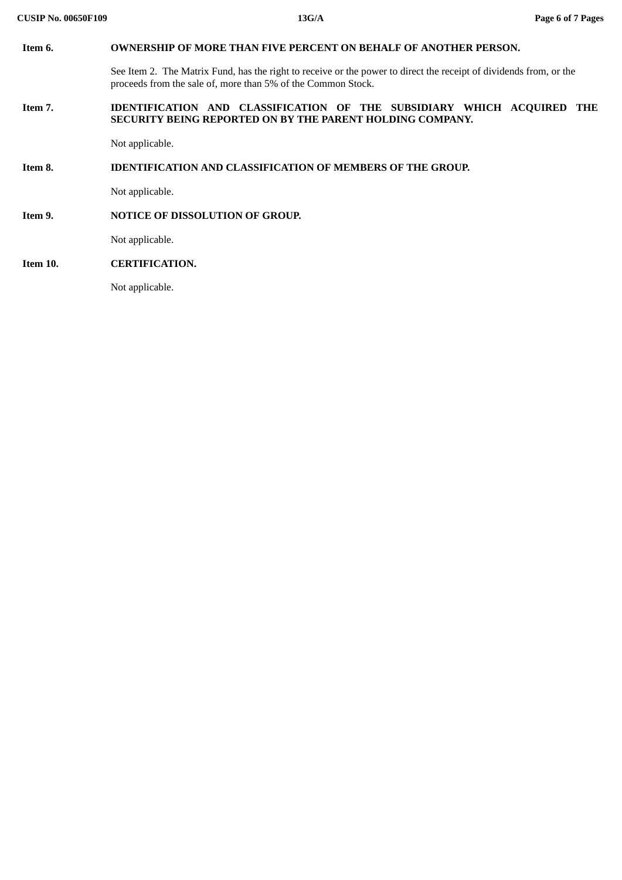**Item 6. OWNERSHIP OF MORE THAN FIVE PERCENT ON BEHALF OF ANOTHER PERSON.**

See Item 2. The Matrix Fund, has the right to receive or the power to direct the receipt of dividends from, or the proceeds from the sale of, more than 5% of the Common Stock.

**Item 7. IDENTIFICATION AND CLASSIFICATION OF THE SUBSIDIARY WHICH ACQUIRED THE SECURITY BEING REPORTED ON BY THE PARENT HOLDING COMPANY.**

Not applicable.

**Item 8. IDENTIFICATION AND CLASSIFICATION OF MEMBERS OF THE GROUP.**

Not applicable.

**Item 9. NOTICE OF DISSOLUTION OF GROUP.**

Not applicable.

**Item 10. CERTIFICATION.**

Not applicable.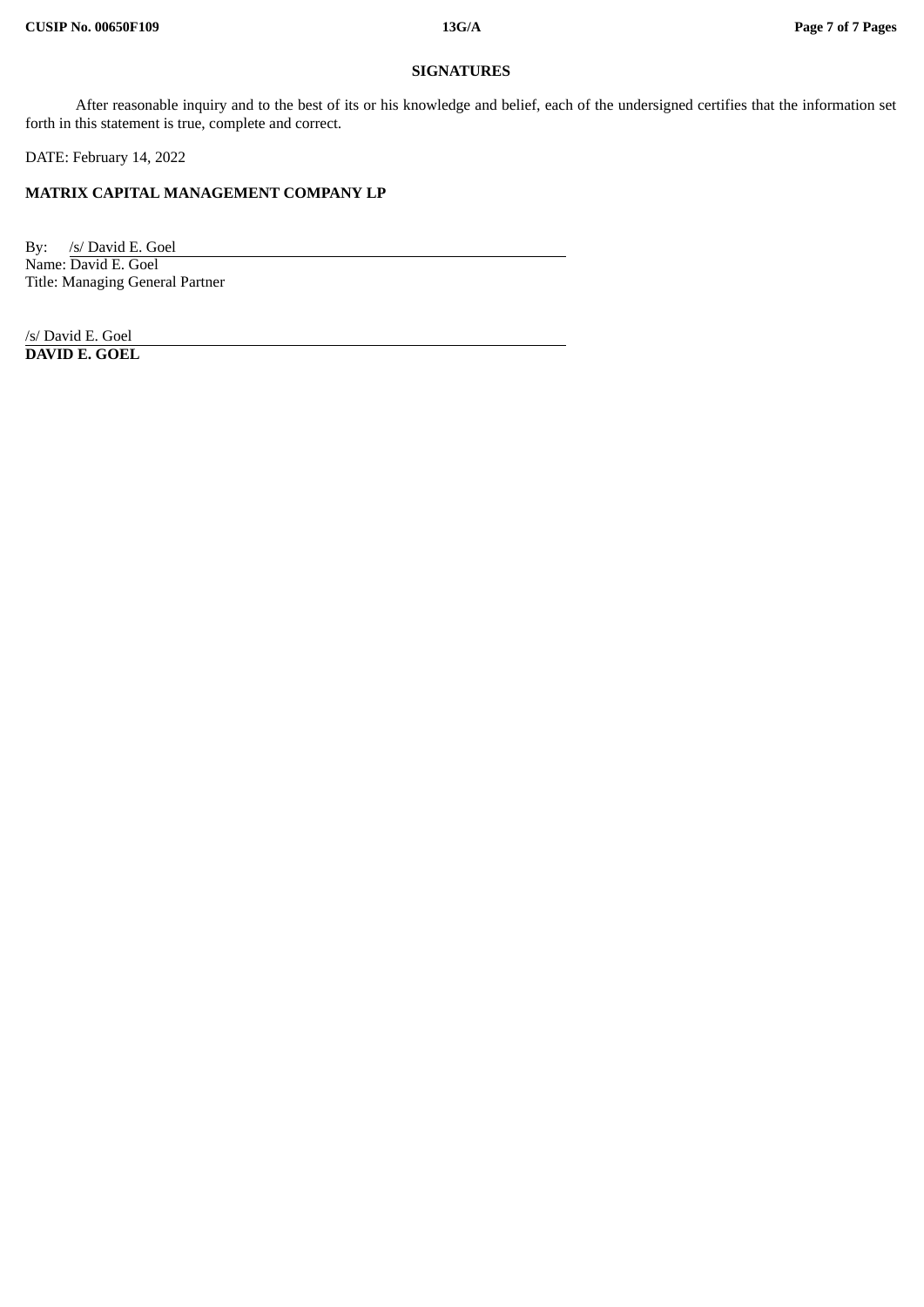## SIGNATURES

After reasonable inquiry and to the best of its or his knowledge and belief, each of the undersigned certifies that the information set forth in this statement is true, complete and correct.

DATE: February 14, 2022

**MATRIX CAPITAL MANAGEMENT COMPANY LP**

By: /s/ David E. Goel
Name: David E. Goel
Title: Managing General Partner

/s/ David E. Goel
**DAVID E. GOEL**